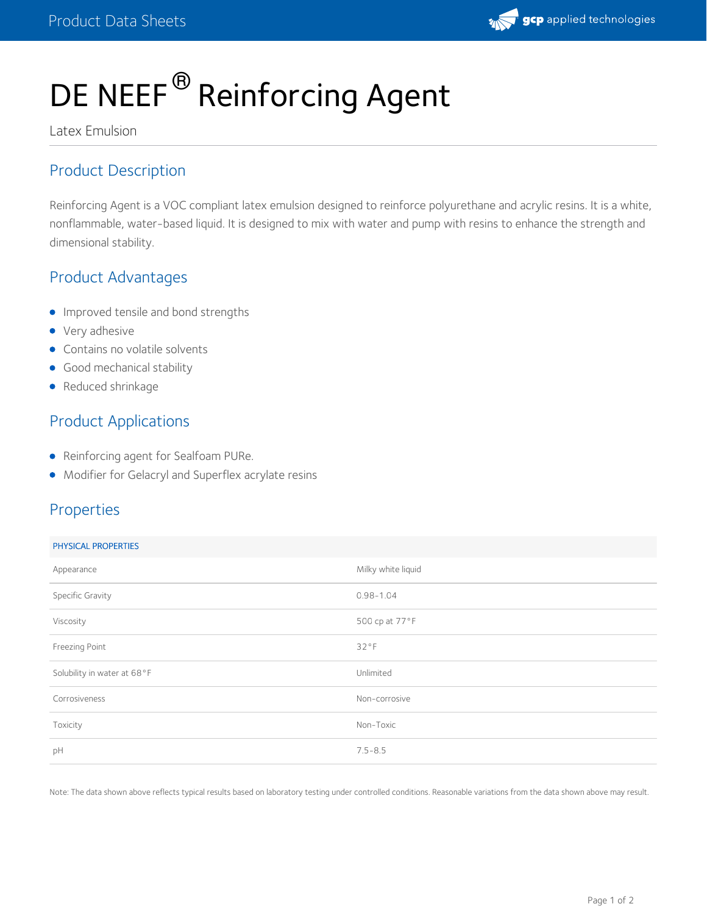# DE NEEF® Reinforcing Agent

Latex Emulsion

## Product Description

Reinforcing Agent is a VOC compliant latex emulsion designed to reinforce polyurethane and acrylic resins. It is a white, nonflammable, water-based liquid. It is designed to mix with water and pump with resins to enhance the strength and dimensional stability.

## Product Advantages

- Improved tensile and bond strengths
- Very adhesive
- Contains no volatile solvents
- Good mechanical stability
- Reduced shrinkage

## Product Applications

- Reinforcing agent for Sealfoam PURe.
- Modifier for Gelacryl and Superflex acrylate resins

## Properties

| PHYSICAL PROPERTIES | |
|---|---|
| Appearance | Milky white liquid |
| Specific Gravity | 0.98-1.04 |
| Viscosity | 500 cp at 77°F |
| Freezing Point | 32°F |
| Solubility in water at 68°F | Unlimited |
| Corrosiveness | Non-corrosive |
| Toxicity | Non-Toxic |
| pH | 7.5-8.5 |

Note: The data shown above reflects typical results based on laboratory testing under controlled conditions. Reasonable variations from the data shown above may result.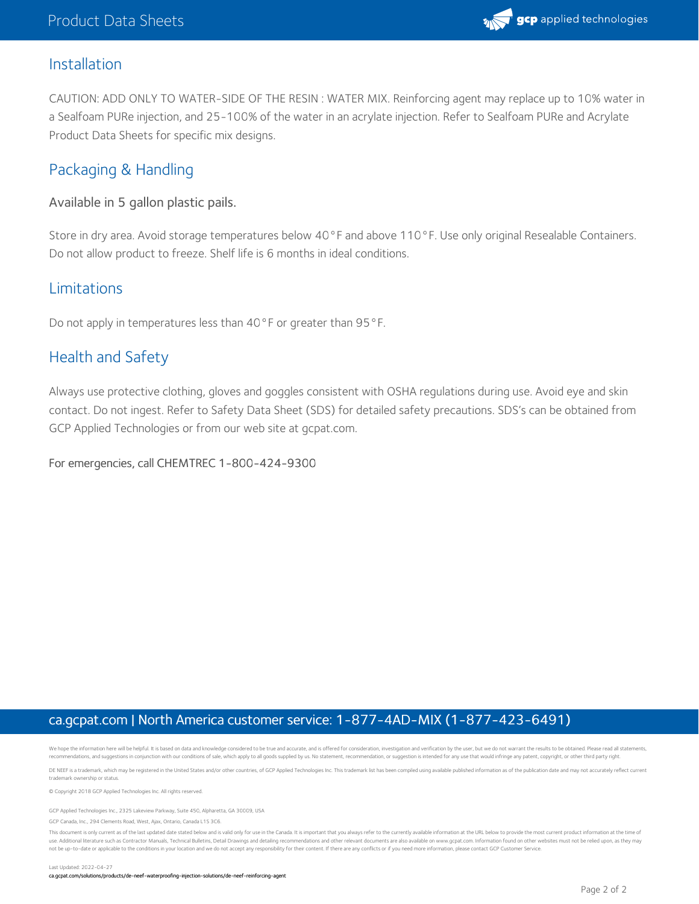## Installation

CAUTION: ADD ONLY TO WATER-SIDE OF THE RESIN : WATER MIX. Reinforcing agent may replace up to 10% water in a Sealfoam PURe injection, and 25-100% of the water in an acrylate injection. Refer to Sealfoam PURe and Acrylate Product Data Sheets for specific mix designs.

## Packaging & Handling

Available in 5 gallon plastic pails.

Store in dry area. Avoid storage temperatures below 40°F and above 110°F. Use only original Resealable Containers. Do not allow product to freeze. Shelf life is 6 months in ideal conditions.

## Limitations

Do not apply in temperatures less than 40°F or greater than 95°F.

## Health and Safety

Always use protective clothing, gloves and goggles consistent with OSHA regulations during use. Avoid eye and skin contact. Do not ingest. Refer to Safety Data Sheet (SDS) for detailed safety precautions. SDS's can be obtained from GCP Applied Technologies or from our web site at gcpat.com.

For emergencies, call CHEMTREC 1-800-424-9300

ca.gcpat.com | North America customer service: 1-877-4AD-MIX (1-877-423-6491)

We hope the information here will be helpful. It is based on data and knowledge considered to be true and accurate, and is offered for consideration, investigation and verification by the user, but we do not warrant the results to be obtained. Please read all statements, recommendations, and suggestions in conjunction with our conditions of sale, which apply to all goods supplied by us. No statement, recommendation, or suggestion is intended for any use that would infringe any patent, copyright, or other third party right.

DE NEEF is a trademark, which may be registered in the United States and/or other countries, of GCP Applied Technologies Inc. This trademark list has been compiled using available published information as of the publication date and may not accurately reflect current trademark ownership or status.

© Copyright 2018 GCP Applied Technologies Inc. All rights reserved.

GCP Applied Technologies Inc., 2325 Lakeview Parkway, Suite 450, Alpharetta, GA 30009, USA

GCP Canada, Inc., 294 Clements Road, West, Ajax, Ontario, Canada L1S 3C6.

This document is only current as of the last updated date stated below and is valid only for use in the Canada. It is important that you always refer to the currently available information at the URL below to provide the most current product information at the time of use. Additional literature such as Contractor Manuals, Technical Bulletins, Detail Drawings and detailing recommendations and other relevant documents are also available on www.gcpat.com. Information found on other websites must not be relied upon, as they may not be up-to-date or applicable to the conditions in your location and we do not accept any responsibility for their content. If there are any conflicts or if you need more information, please contact GCP Customer Service.

Last Updated: 2022-04-27

ca.gcpat.com/solutions/products/de-neef-waterproofing-injection-solutions/de-neef-reinforcing-agent